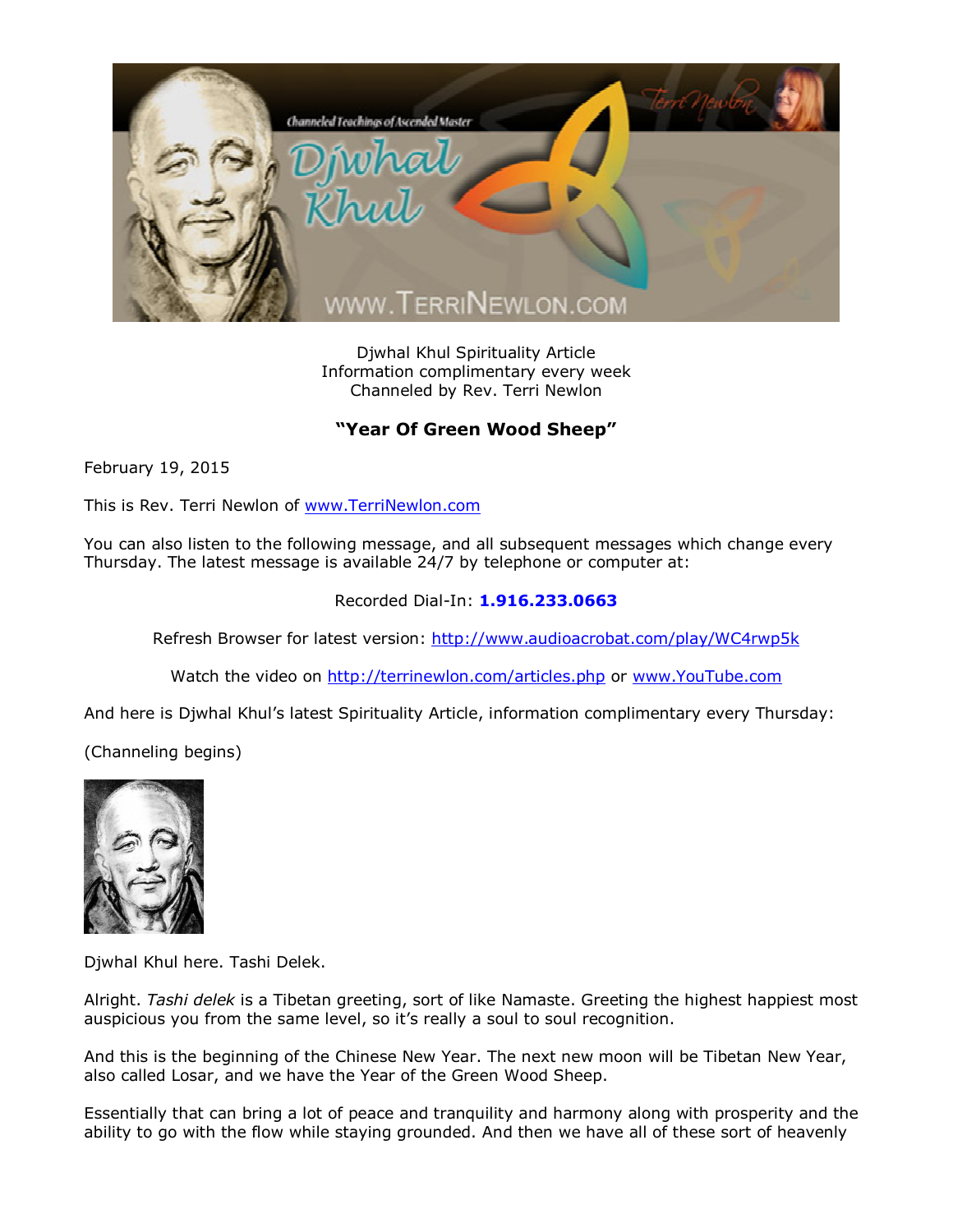Djwhal Khul Spirituality Article
Information complimentary every week
Channeled by Rev. Terri Newlon

## "Year Of Green Wood Sheep"

February 19, 2015

This is Rev. Terri Newlon of www.TerriNewlon.com

You can also listen to the following message, and all subsequent messages which change every Thursday. The latest message is available 24/7 by telephone or computer at:

Recorded Dial-In: **1.916.233.0663**

Refresh Browser for latest version: http://www.audioacrobat.com/play/WC4rwp5k

Watch the video on http://terrinewlon.com/articles.php or www.YouTube.com

And here is Djwhal Khul's latest Spirituality Article, information complimentary every Thursday:

(Channeling begins)

Djwhal Khul here. Tashi Delek.

Alright. *Tashi delek* is a Tibetan greeting, sort of like Namaste. Greeting the highest happiest most auspicious you from the same level, so it's really a soul to soul recognition.

And this is the beginning of the Chinese New Year. The next new moon will be Tibetan New Year, also called Losar, and we have the Year of the Green Wood Sheep.

Essentially that can bring a lot of peace and tranquility and harmony along with prosperity and the ability to go with the flow while staying grounded. And then we have all of these sort of heavenly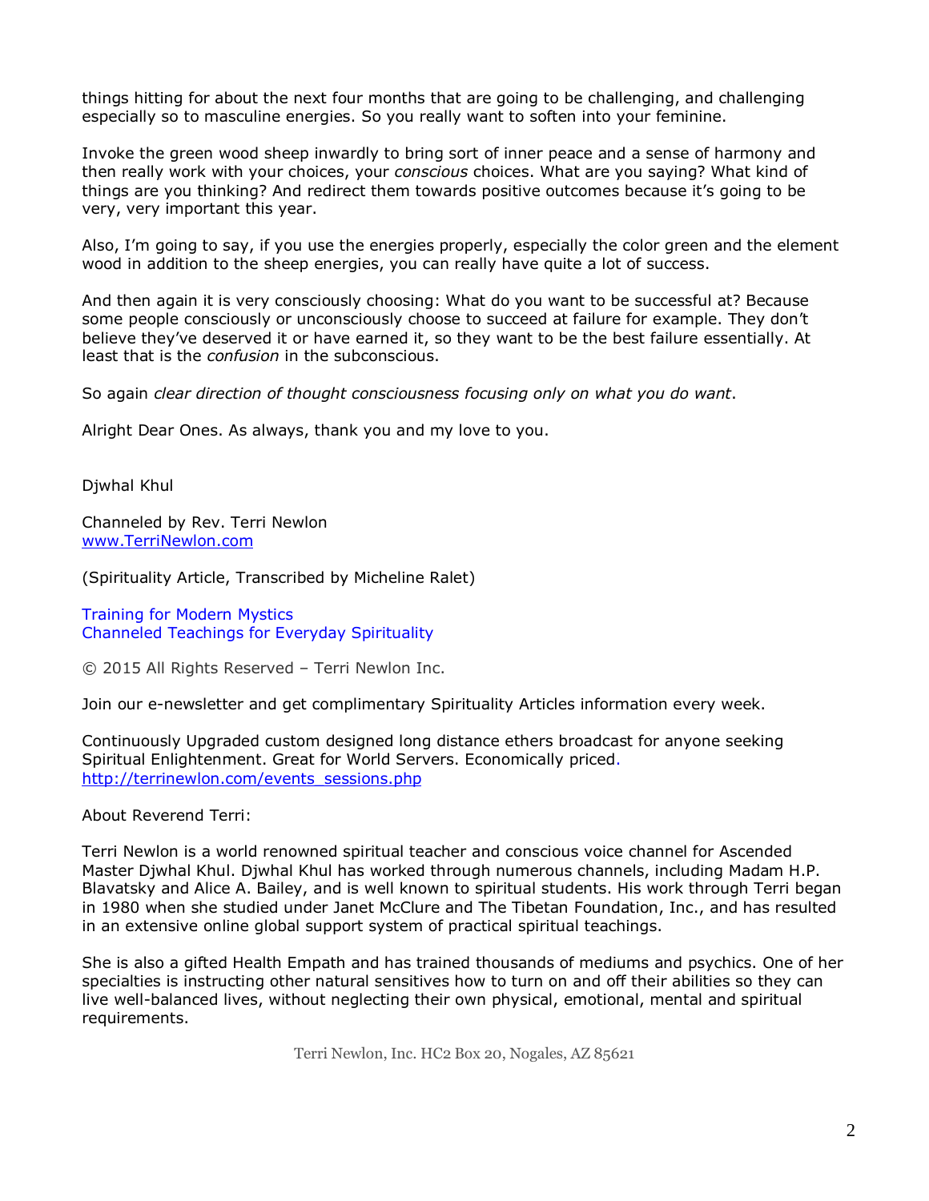things hitting for about the next four months that are going to be challenging, and challenging especially so to masculine energies. So you really want to soften into your feminine.

Invoke the green wood sheep inwardly to bring sort of inner peace and a sense of harmony and then really work with your choices, your *conscious* choices. What are you saying? What kind of things are you thinking? And redirect them towards positive outcomes because it's going to be very, very important this year.

Also, I'm going to say, if you use the energies properly, especially the color green and the element wood in addition to the sheep energies, you can really have quite a lot of success.

And then again it is very consciously choosing: What do you want to be successful at? Because some people consciously or unconsciously choose to succeed at failure for example. They don't believe they've deserved it or have earned it, so they want to be the best failure essentially. At least that is the *confusion* in the subconscious.

So again *clear direction of thought consciousness focusing only on what you do want*.

Alright Dear Ones. As always, thank you and my love to you.

Djwhal Khul

Channeled by Rev. Terri Newlon
[www.TerriNewlon.com](http://www.TerriNewlon.com)

(Spirituality Article, Transcribed by Micheline Ralet)

Training for Modern Mystics
Channeled Teachings for Everyday Spirituality

© 2015 All Rights Reserved – Terri Newlon Inc.

Join our e-newsletter and get complimentary Spirituality Articles information every week.

Continuously Upgraded custom designed long distance ethers broadcast for anyone seeking Spiritual Enlightenment. Great for World Servers. Economically priced.
[http://terrinewlon.com/events_sessions.php](http://terrinewlon.com/events_sessions.php)

About Reverend Terri:

Terri Newlon is a world renowned spiritual teacher and conscious voice channel for Ascended Master Djwhal Khul. Djwhal Khul has worked through numerous channels, including Madam H.P. Blavatsky and Alice A. Bailey, and is well known to spiritual students. His work through Terri began in 1980 when she studied under Janet McClure and The Tibetan Foundation, Inc., and has resulted in an extensive online global support system of practical spiritual teachings.

She is also a gifted Health Empath and has trained thousands of mediums and psychics. One of her specialties is instructing other natural sensitives how to turn on and off their abilities so they can live well-balanced lives, without neglecting their own physical, emotional, mental and spiritual requirements.

Terri Newlon, Inc. HC2 Box 20, Nogales, AZ 85621